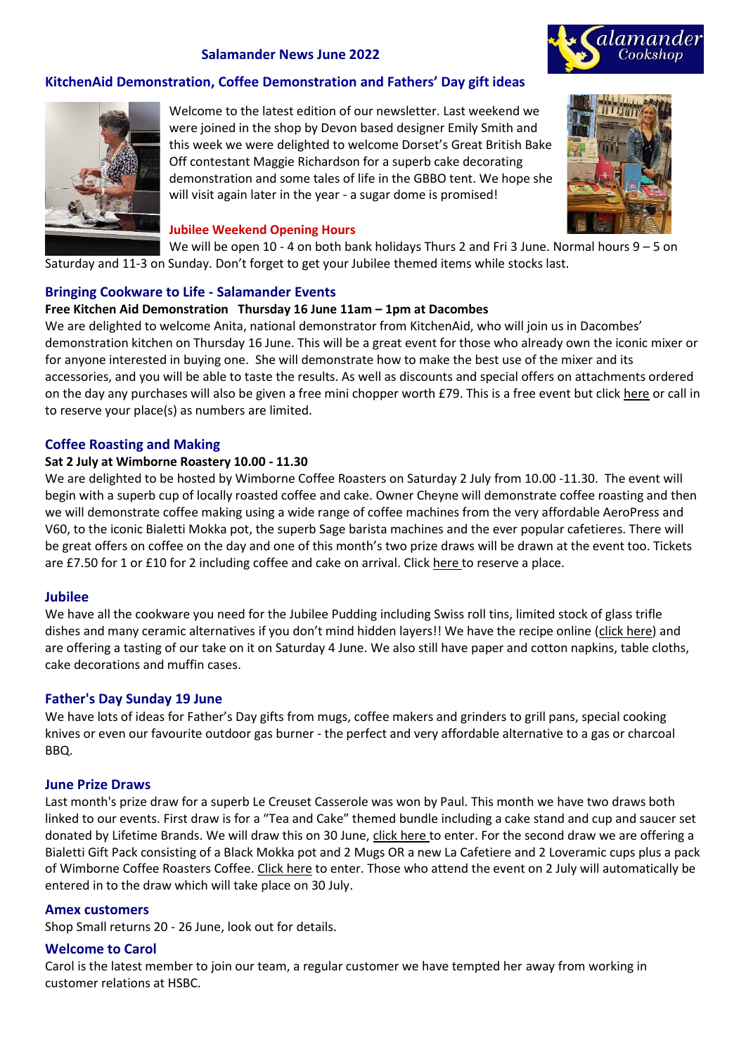# Salamander News June 2022

## KitchenAid Demonstration, Coffee Demonstration and Fathers' Day gift ideas

Welcome to the latest edition of our newsletter. Last weekend we were joined in the shop by Devon based designer Emily Smith and this week we were delighted to welcome Dorset's Great British Bake Off contestant Maggie Richardson for a superb cake decorating demonstration and some tales of life in the GBBO tent. We hope she will visit again later in the year - a sugar dome is promised!

### Jubilee Weekend Opening Hours

We will be open 10 - 4 on both bank holidays Thurs 2 and Fri 3 June. Normal hours 9 – 5 on Saturday and 11-3 on Sunday. Don't forget to get your Jubilee themed items while stocks last.

## Bringing Cookware to Life - Salamander Events

**Free Kitchen Aid Demonstration Thursday 16 June 11am – 1pm at Dacombes**

We are delighted to welcome Anita, national demonstrator from KitchenAid, who will join us in Dacombes' demonstration kitchen on Thursday 16 June. This will be a great event for those who already own the iconic mixer or for anyone interested in buying one. She will demonstrate how to make the best use of the mixer and its accessories, and you will be able to taste the results. As well as discounts and special offers on attachments ordered on the day any purchases will also be given a free mini chopper worth £79. This is a free event but click here or call in to reserve your place(s) as numbers are limited.

## Coffee Roasting and Making

**Sat 2 July at Wimborne Roastery 10.00 - 11.30**

We are delighted to be hosted by Wimborne Coffee Roasters on Saturday 2 July from 10.00 -11.30. The event will begin with a superb cup of locally roasted coffee and cake. Owner Cheyne will demonstrate coffee roasting and then we will demonstrate coffee making using a wide range of coffee machines from the very affordable AeroPress and V60, to the iconic Bialetti Mokka pot, the superb Sage barista machines and the ever popular cafetieres. There will be great offers on coffee on the day and one of this month's two prize draws will be drawn at the event too. Tickets are £7.50 for 1 or £10 for 2 including coffee and cake on arrival. Click here to reserve a place.

## Jubilee

We have all the cookware you need for the Jubilee Pudding including Swiss roll tins, limited stock of glass trifle dishes and many ceramic alternatives if you don't mind hidden layers!! We have the recipe online (click here) and are offering a tasting of our take on it on Saturday 4 June. We also still have paper and cotton napkins, table cloths, cake decorations and muffin cases.

## Father's Day Sunday 19 June

We have lots of ideas for Father's Day gifts from mugs, coffee makers and grinders to grill pans, special cooking knives or even our favourite outdoor gas burner - the perfect and very affordable alternative to a gas or charcoal BBQ.

## June Prize Draws

Last month's prize draw for a superb Le Creuset Casserole was won by Paul. This month we have two draws both linked to our events. First draw is for a "Tea and Cake" themed bundle including a cake stand and cup and saucer set donated by Lifetime Brands. We will draw this on 30 June, click here to enter. For the second draw we are offering a Bialetti Gift Pack consisting of a Black Mokka pot and 2 Mugs OR a new La Cafetiere and 2 Loveramic cups plus a pack of Wimborne Coffee Roasters Coffee. Click here to enter. Those who attend the event on 2 July will automatically be entered in to the draw which will take place on 30 July.

## Amex customers

Shop Small returns 20 - 26 June, look out for details.

## Welcome to Carol

Carol is the latest member to join our team, a regular customer we have tempted her away from working in customer relations at HSBC.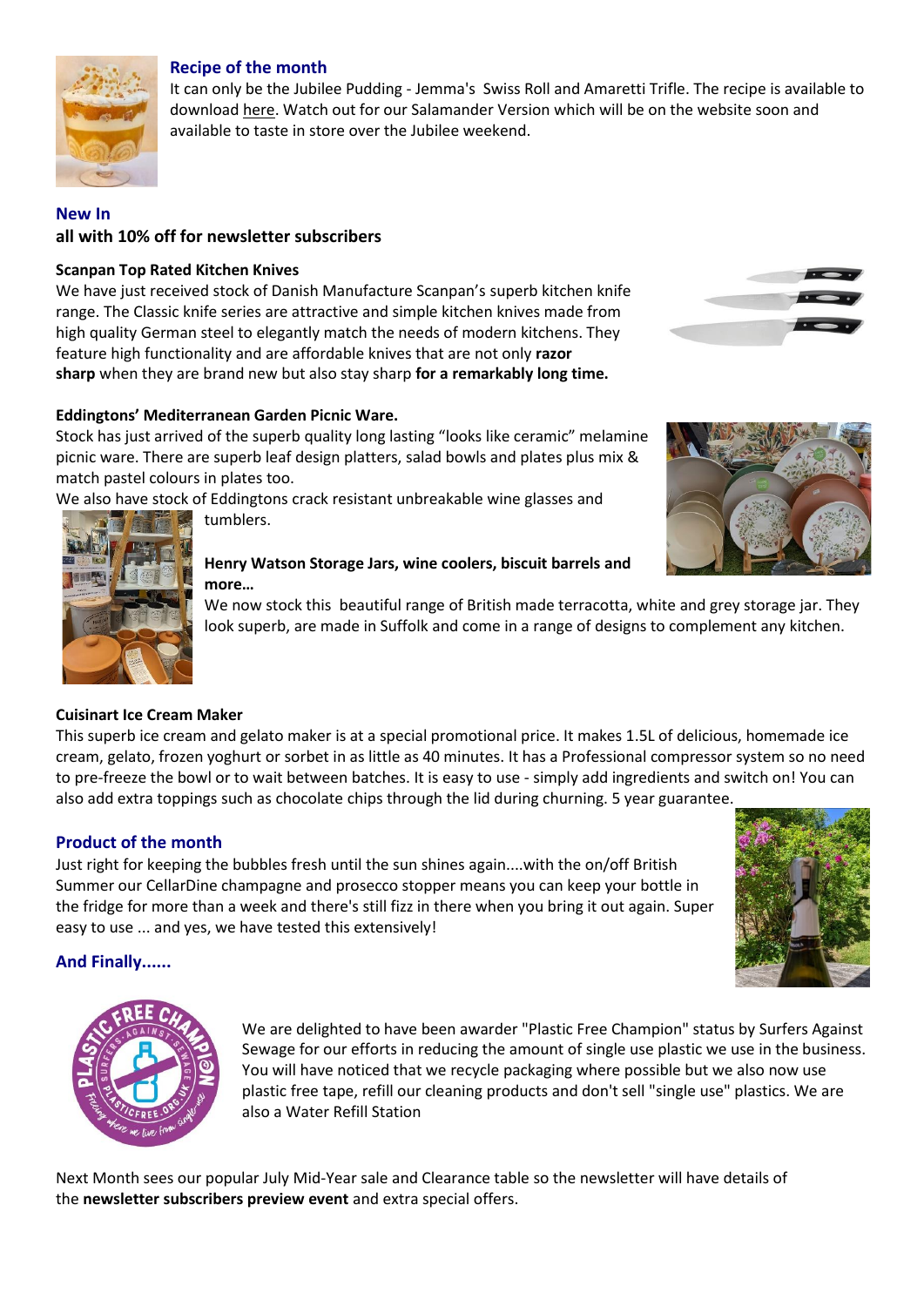## Recipe of the month

It can only be the Jubilee Pudding - Jemma's Swiss Roll and Amaretti Trifle. The recipe is available to download here. Watch out for our Salamander Version which will be on the website soon and available to taste in store over the Jubilee weekend.

## New In

**all with 10% off for newsletter subscribers**

**Scanpan Top Rated Kitchen Knives**

We have just received stock of Danish Manufacture Scanpan's superb kitchen knife range. The Classic knife series are attractive and simple kitchen knives made from high quality German steel to elegantly match the needs of modern kitchens. They feature high functionality and are affordable knives that are not only **razor sharp** when they are brand new but also stay sharp **for a remarkably long time.**

**Eddingtons' Mediterranean Garden Picnic Ware.**

Stock has just arrived of the superb quality long lasting "looks like ceramic" melamine picnic ware. There are superb leaf design platters, salad bowls and plates plus mix & match pastel colours in plates too.

We also have stock of Eddingtons crack resistant unbreakable wine glasses and tumblers.

**Henry Watson Storage Jars, wine coolers, biscuit barrels and more…**

We now stock this beautiful range of British made terracotta, white and grey storage jar. They look superb, are made in Suffolk and come in a range of designs to complement any kitchen.

**Cuisinart Ice Cream Maker**

This superb ice cream and gelato maker is at a special promotional price. It makes 1.5L of delicious, homemade ice cream, gelato, frozen yoghurt or sorbet in as little as 40 minutes. It has a Professional compressor system so no need to pre-freeze the bowl or to wait between batches. It is easy to use - simply add ingredients and switch on! You can also add extra toppings such as chocolate chips through the lid during churning. 5 year guarantee.

## Product of the month

Just right for keeping the bubbles fresh until the sun shines again....with the on/off British Summer our CellarDine champagne and prosecco stopper means you can keep your bottle in the fridge for more than a week and there's still fizz in there when you bring it out again. Super easy to use ... and yes, we have tested this extensively!

## And Finally......

We are delighted to have been awarder "Plastic Free Champion" status by Surfers Against Sewage for our efforts in reducing the amount of single use plastic we use in the business. You will have noticed that we recycle packaging where possible but we also now use plastic free tape, refill our cleaning products and don't sell "single use" plastics. We are also a Water Refill Station

Next Month sees our popular July Mid-Year sale and Clearance table so the newsletter will have details of the **newsletter subscribers preview event** and extra special offers.